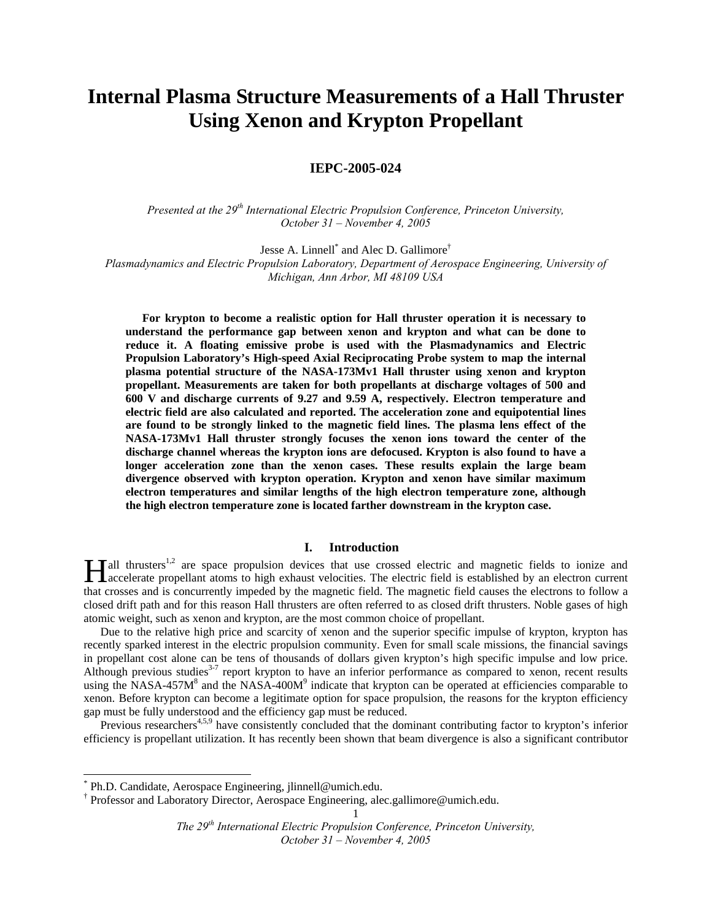# Internal Plasma Structure Measurements of a Hall Thruster Using Xenon and Krypton Propellant

**IEPC-2005-024**

*Presented at the 29th International Electric Propulsion Conference, Princeton University, October 31 – November 4, 2005*

Jesse A. Linnell[*] and Alec D. Gallimore[†]

*Plasmadynamics and Electric Propulsion Laboratory, Department of Aerospace Engineering, University of Michigan, Ann Arbor, MI 48109 USA*

**For krypton to become a realistic option for Hall thruster operation it is necessary to understand the performance gap between xenon and krypton and what can be done to reduce it. A floating emissive probe is used with the Plasmadynamics and Electric Propulsion Laboratory's High-speed Axial Reciprocating Probe system to map the internal plasma potential structure of the NASA-173Mv1 Hall thruster using xenon and krypton propellant. Measurements are taken for both propellants at discharge voltages of 500 and 600 V and discharge currents of 9.27 and 9.59 A, respectively. Electron temperature and electric field are also calculated and reported. The acceleration zone and equipotential lines are found to be strongly linked to the magnetic field lines. The plasma lens effect of the NASA-173Mv1 Hall thruster strongly focuses the xenon ions toward the center of the discharge channel whereas the krypton ions are defocused. Krypton is also found to have a longer acceleration zone than the xenon cases. These results explain the large beam divergence observed with krypton operation. Krypton and xenon have similar maximum electron temperatures and similar lengths of the high electron temperature zone, although the high electron temperature zone is located farther downstream in the krypton case.**

## I. Introduction

Hall thrusters[1,2] are space propulsion devices that use crossed electric and magnetic fields to ionize and accelerate propellant atoms to high exhaust velocities. The electric field is established by an electron current that crosses and is concurrently impeded by the magnetic field. The magnetic field causes the electrons to follow a closed drift path and for this reason Hall thrusters are often referred to as closed drift thrusters. Noble gases of high atomic weight, such as xenon and krypton, are the most common choice of propellant.

Due to the relative high price and scarcity of xenon and the superior specific impulse of krypton, krypton has recently sparked interest in the electric propulsion community. Even for small scale missions, the financial savings in propellant cost alone can be tens of thousands of dollars given krypton's high specific impulse and low price. Although previous studies[3-7] report krypton to have an inferior performance as compared to xenon, recent results using the NASA-457M[8] and the NASA-400M[9] indicate that krypton can be operated at efficiencies comparable to xenon. Before krypton can become a legitimate option for space propulsion, the reasons for the krypton efficiency gap must be fully understood and the efficiency gap must be reduced.

Previous researchers[4,5,9] have consistently concluded that the dominant contributing factor to krypton's inferior efficiency is propellant utilization. It has recently been shown that beam divergence is also a significant contributor

---

[*] Ph.D. Candidate, Aerospace Engineering, jlinnell@umich.edu.

[†] Professor and Laboratory Director, Aerospace Engineering, alec.gallimore@umich.edu.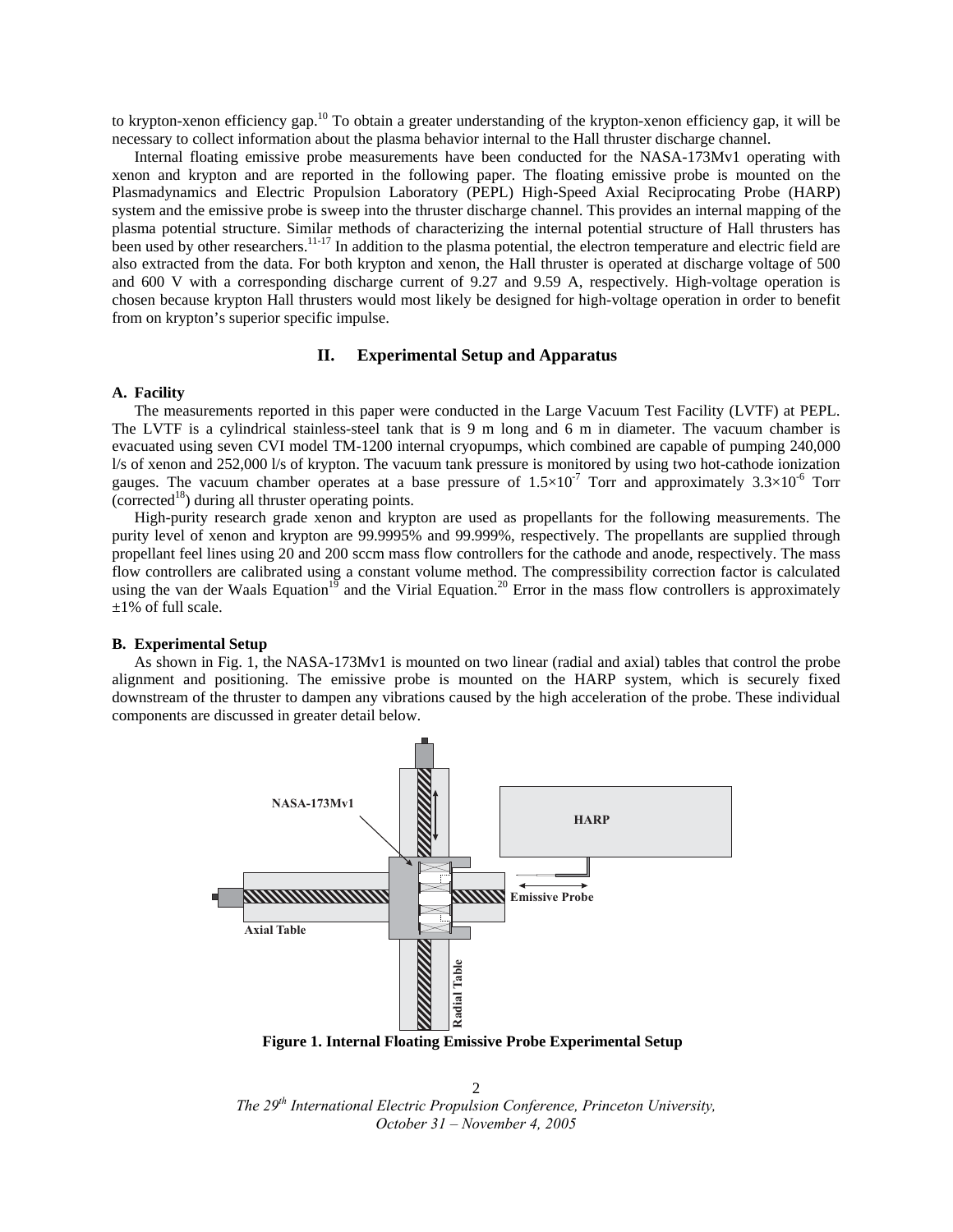to krypton-xenon efficiency gap.[10] To obtain a greater understanding of the krypton-xenon efficiency gap, it will be necessary to collect information about the plasma behavior internal to the Hall thruster discharge channel.

Internal floating emissive probe measurements have been conducted for the NASA-173Mv1 operating with xenon and krypton and are reported in the following paper. The floating emissive probe is mounted on the Plasmadynamics and Electric Propulsion Laboratory (PEPL) High-Speed Axial Reciprocating Probe (HARP) system and the emissive probe is sweep into the thruster discharge channel. This provides an internal mapping of the plasma potential structure. Similar methods of characterizing the internal potential structure of Hall thrusters has been used by other researchers.[11-17] In addition to the plasma potential, the electron temperature and electric field are also extracted from the data. For both krypton and xenon, the Hall thruster is operated at discharge voltage of 500 and 600 V with a corresponding discharge current of 9.27 and 9.59 A, respectively. High-voltage operation is chosen because krypton Hall thrusters would most likely be designed for high-voltage operation in order to benefit from on krypton's superior specific impulse.

## II. Experimental Setup and Apparatus

### A. Facility

The measurements reported in this paper were conducted in the Large Vacuum Test Facility (LVTF) at PEPL. The LVTF is a cylindrical stainless-steel tank that is 9 m long and 6 m in diameter. The vacuum chamber is evacuated using seven CVI model TM-1200 internal cryopumps, which combined are capable of pumping 240,000 l/s of xenon and 252,000 l/s of krypton. The vacuum tank pressure is monitored by using two hot-cathode ionization gauges. The vacuum chamber operates at a base pressure of $1.5\times10^{-7}$ Torr and approximately $3.3\times10^{-6}$ Torr (corrected[18]) during all thruster operating points.

High-purity research grade xenon and krypton are used as propellants for the following measurements. The purity level of xenon and krypton are 99.9995% and 99.999%, respectively. The propellants are supplied through propellant feel lines using 20 and 200 sccm mass flow controllers for the cathode and anode, respectively. The mass flow controllers are calibrated using a constant volume method. The compressibility correction factor is calculated using the van der Waals Equation[19] and the Virial Equation.[20] Error in the mass flow controllers is approximately ±1% of full scale.

### B. Experimental Setup

As shown in Fig. 1, the NASA-173Mv1 is mounted on two linear (radial and axial) tables that control the probe alignment and positioning. The emissive probe is mounted on the HARP system, which is securely fixed downstream of the thruster to dampen any vibrations caused by the high acceleration of the probe. These individual components are discussed in greater detail below.

**Figure 1. Internal Floating Emissive Probe Experimental Setup**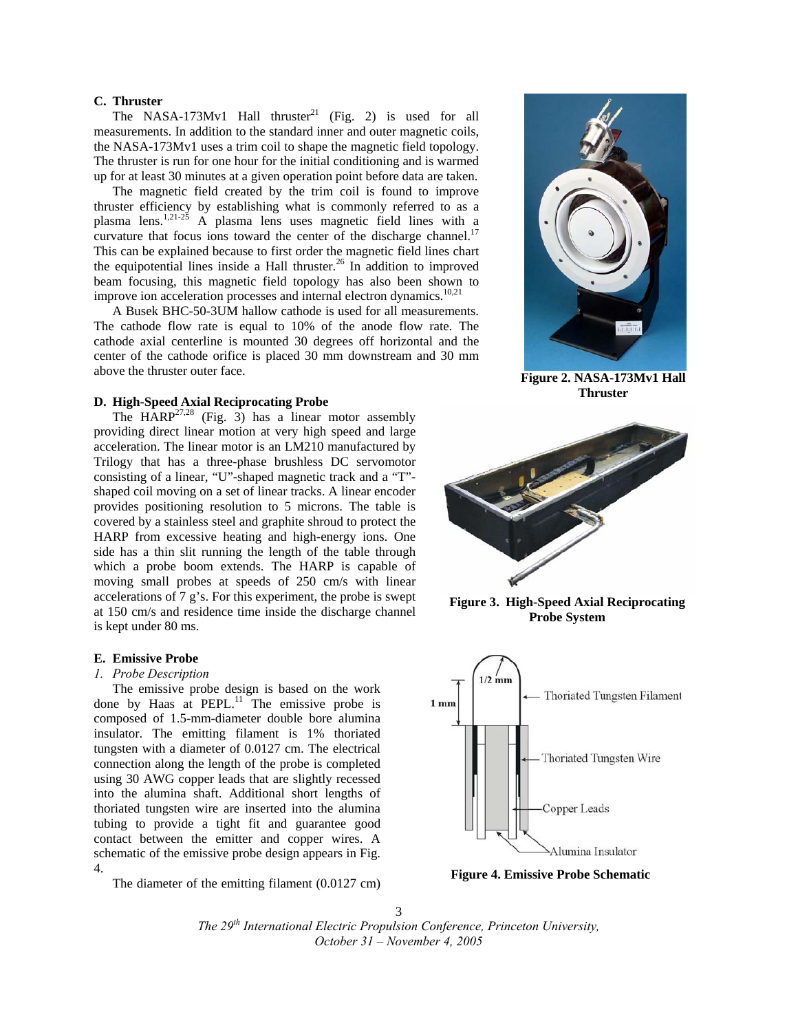### C. Thruster

The NASA-173Mv1 Hall thruster[21] (Fig. 2) is used for all measurements. In addition to the standard inner and outer magnetic coils, the NASA-173Mv1 uses a trim coil to shape the magnetic field topology. The thruster is run for one hour for the initial conditioning and is warmed up for at least 30 minutes at a given operation point before data are taken.

The magnetic field created by the trim coil is found to improve thruster efficiency by establishing what is commonly referred to as a plasma lens.[1,21-25] A plasma lens uses magnetic field lines with a curvature that focus ions toward the center of the discharge channel.[17] This can be explained because to first order the magnetic field lines chart the equipotential lines inside a Hall thruster.[26] In addition to improved beam focusing, this magnetic field topology has also been shown to improve ion acceleration processes and internal electron dynamics.[10,21]

A Busek BHC-50-3UM hallow cathode is used for all measurements. The cathode flow rate is equal to 10% of the anode flow rate. The cathode axial centerline is mounted 30 degrees off horizontal and the center of the cathode orifice is placed 30 mm downstream and 30 mm above the thruster outer face.

**Figure 2. NASA-173Mv1 Hall Thruster**

### D. High-Speed Axial Reciprocating Probe

The HARP[27,28] (Fig. 3) has a linear motor assembly providing direct linear motion at very high speed and large acceleration. The linear motor is an LM210 manufactured by Trilogy that has a three-phase brushless DC servomotor consisting of a linear, "U"-shaped magnetic track and a "T"-shaped coil moving on a set of linear tracks. A linear encoder provides positioning resolution to 5 microns. The table is covered by a stainless steel and graphite shroud to protect the HARP from excessive heating and high-energy ions. One side has a thin slit running the length of the table through which a probe boom extends. The HARP is capable of moving small probes at speeds of 250 cm/s with linear accelerations of 7 g's. For this experiment, the probe is swept at 150 cm/s and residence time inside the discharge channel is kept under 80 ms.

**Figure 3. High-Speed Axial Reciprocating Probe System**

### E. Emissive Probe

#### *1. Probe Description*

The emissive probe design is based on the work done by Haas at PEPL.[11] The emissive probe is composed of 1.5-mm-diameter double bore alumina insulator. The emitting filament is 1% thoriated tungsten with a diameter of 0.0127 cm. The electrical connection along the length of the probe is completed using 30 AWG copper leads that are slightly recessed into the alumina shaft. Additional short lengths of thoriated tungsten wire are inserted into the alumina tubing to provide a tight fit and guarantee good contact between the emitter and copper wires. A schematic of the emissive probe design appears in Fig. 4.

The diameter of the emitting filament (0.0127 cm)

**Figure 4. Emissive Probe Schematic**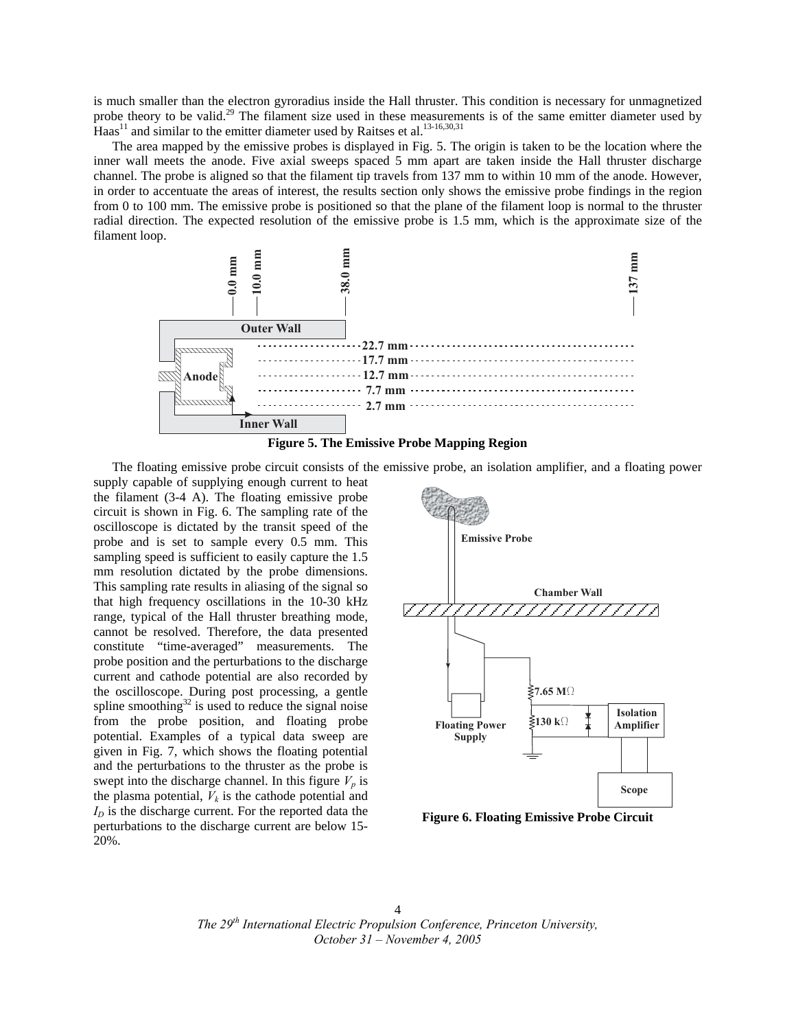is much smaller than the electron gyroradius inside the Hall thruster. This condition is necessary for unmagnetized probe theory to be valid.[29] The filament size used in these measurements is of the same emitter diameter used by Haas[11] and similar to the emitter diameter used by Raitses et al.[13-16,30,31]

The area mapped by the emissive probes is displayed in Fig. 5. The origin is taken to be the location where the inner wall meets the anode. Five axial sweeps spaced 5 mm apart are taken inside the Hall thruster discharge channel. The probe is aligned so that the filament tip travels from 137 mm to within 10 mm of the anode. However, in order to accentuate the areas of interest, the results section only shows the emissive probe findings in the region from 0 to 100 mm. The emissive probe is positioned so that the plane of the filament loop is normal to the thruster radial direction. The expected resolution of the emissive probe is 1.5 mm, which is the approximate size of the filament loop.

**Figure 5. The Emissive Probe Mapping Region**

The floating emissive probe circuit consists of the emissive probe, an isolation amplifier, and a floating power supply capable of supplying enough current to heat the filament (3-4 A). The floating emissive probe circuit is shown in Fig. 6. The sampling rate of the oscilloscope is dictated by the transit speed of the probe and is set to sample every 0.5 mm. This sampling speed is sufficient to easily capture the 1.5 mm resolution dictated by the probe dimensions. This sampling rate results in aliasing of the signal so that high frequency oscillations in the 10-30 kHz range, typical of the Hall thruster breathing mode, cannot be resolved. Therefore, the data presented constitute "time-averaged" measurements. The probe position and the perturbations to the discharge current and cathode potential are also recorded by the oscilloscope. During post processing, a gentle spline smoothing[32] is used to reduce the signal noise from the probe position, and floating probe potential. Examples of a typical data sweep are given in Fig. 7, which shows the floating potential and the perturbations to the thruster as the probe is swept into the discharge channel. In this figure $V_p$ is the plasma potential, $V_k$ is the cathode potential and $I_D$ is the discharge current. For the reported data the perturbations to the discharge current are below 15-20%.

**Figure 6. Floating Emissive Probe Circuit**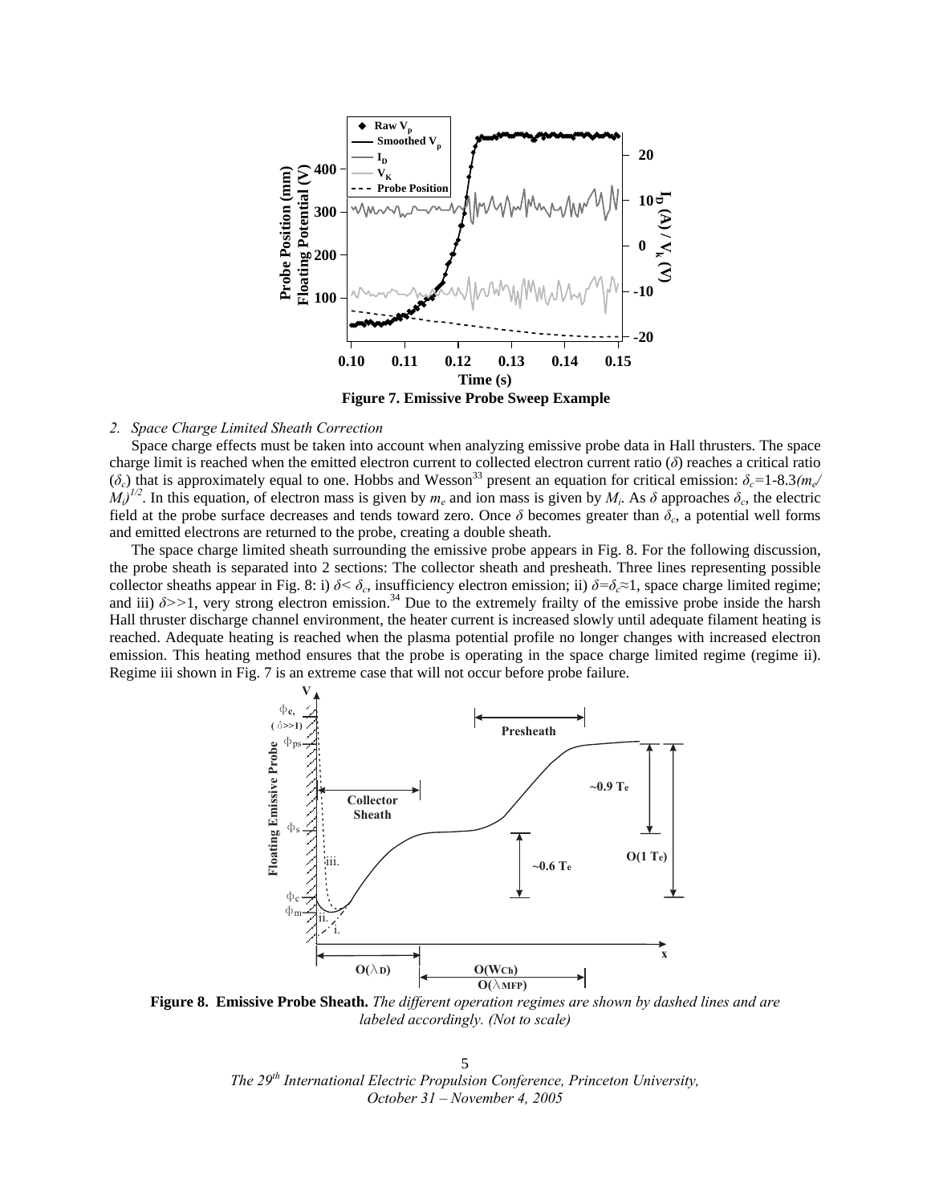**Figure 7. Emissive Probe Sweep Example**

*2. Space Charge Limited Sheath Correction*

Space charge effects must be taken into account when analyzing emissive probe data in Hall thrusters. The space charge limit is reached when the emitted electron current to collected electron current ratio ($\delta$) reaches a critical ratio ($\delta_c$) that is approximately equal to one. Hobbs and Wesson[33] present an equation for critical emission: $\delta_c=1\text{-}8.3(m_e/M_i)^{1/2}$. In this equation, of electron mass is given by $m_e$ and ion mass is given by $M_i$. As $\delta$ approaches $\delta_c$, the electric field at the probe surface decreases and tends toward zero. Once $\delta$ becomes greater than $\delta_c$, a potential well forms and emitted electrons are returned to the probe, creating a double sheath.

The space charge limited sheath surrounding the emissive probe appears in Fig. 8. For the following discussion, the probe sheath is separated into 2 sections: The collector sheath and presheath. Three lines representing possible collector sheaths appear in Fig. 8: i) $\delta< \delta_c$, insufficiency electron emission; ii) $\delta=\delta_c\approx1$, space charge limited regime; and iii) $\delta>>1$, very strong electron emission.[34] Due to the extremely frailty of the emissive probe inside the harsh Hall thruster discharge channel environment, the heater current is increased slowly until adequate filament heating is reached. Adequate heating is reached when the plasma potential profile no longer changes with increased electron emission. This heating method ensures that the probe is operating in the space charge limited regime (regime ii). Regime iii shown in Fig. 7 is an extreme case that will not occur before probe failure.

**Figure 8. Emissive Probe Sheath.** *The different operation regimes are shown by dashed lines and are labeled accordingly. (Not to scale)*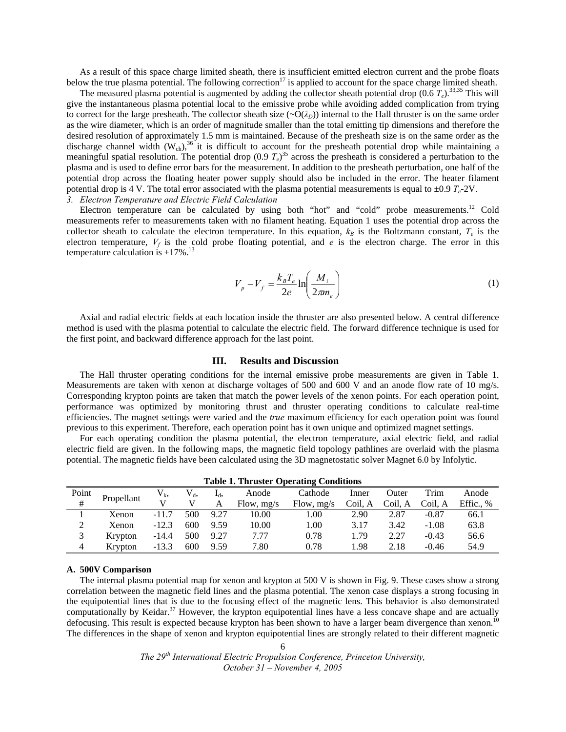As a result of this space charge limited sheath, there is insufficient emitted electron current and the probe floats below the true plasma potential. The following correction[17] is applied to account for the space charge limited sheath.

The measured plasma potential is augmented by adding the collector sheath potential drop (0.6 $T_e$).[33,35] This will give the instantaneous plasma potential local to the emissive probe while avoiding added complication from trying to correct for the large presheath. The collector sheath size (~O($\lambda_D$)) internal to the Hall thruster is on the same order as the wire diameter, which is an order of magnitude smaller than the total emitting tip dimensions and therefore the desired resolution of approximately 1.5 mm is maintained. Because of the presheath size is on the same order as the discharge channel width ($W_{ch}$),[36] it is difficult to account for the presheath potential drop while maintaining a meaningful spatial resolution. The potential drop (0.9 $T_e$)[35] across the presheath is considered a perturbation to the plasma and is used to define error bars for the measurement. In addition to the presheath perturbation, one half of the potential drop across the floating heater power supply should also be included in the error. The heater filament potential drop is 4 V. The total error associated with the plasma potential measurements is equal to ±0.9 $T_e$-2V.

*3. Electron Temperature and Electric Field Calculation*

Electron temperature can be calculated by using both "hot" and "cold" probe measurements.[12] Cold measurements refer to measurements taken with no filament heating. Equation 1 uses the potential drop across the collector sheath to calculate the electron temperature. In this equation, $k_B$ is the Boltzmann constant, $T_e$ is the electron temperature, $V_f$ is the cold probe floating potential, and $e$ is the electron charge. The error in this temperature calculation is ±17%.[13]

$$V_p - V_f = \frac{k_B T_e}{2e} \ln\left(\frac{M_i}{2\pi m_e}\right) \tag{1}$$

Axial and radial electric fields at each location inside the thruster are also presented below. A central difference method is used with the plasma potential to calculate the electric field. The forward difference technique is used for the first point, and backward difference approach for the last point.

## III. Results and Discussion

The Hall thruster operating conditions for the internal emissive probe measurements are given in Table 1. Measurements are taken with xenon at discharge voltages of 500 and 600 V and an anode flow rate of 10 mg/s. Corresponding krypton points are taken that match the power levels of the xenon points. For each operation point, performance was optimized by monitoring thrust and thruster operating conditions to calculate real-time efficiencies. The magnet settings were varied and the *true* maximum efficiency for each operation point was found previous to this experiment. Therefore, each operation point has it own unique and optimized magnet settings.

For each operating condition the plasma potential, the electron temperature, axial electric field, and radial electric field are given. In the following maps, the magnetic field topology pathlines are overlaid with the plasma potential. The magnetic fields have been calculated using the 3D magnetostatic solver Magnet 6.0 by Infolytic.

**Table 1. Thruster Operating Conditions**

| Point # | Propellant | $V_k$, V | $V_d$, V | $I_d$, A | Anode Flow, mg/s | Cathode Flow, mg/s | Inner Coil, A | Outer Coil, A | Trim Coil, A | Anode Effic., % |
|---|---|---|---|---|---|---|---|---|---|---|
| 1 | Xenon | -11.7 | 500 | 9.27 | 10.00 | 1.00 | 2.90 | 2.87 | -0.87 | 66.1 |
| 2 | Xenon | -12.3 | 600 | 9.59 | 10.00 | 1.00 | 3.17 | 3.42 | -1.08 | 63.8 |
| 3 | Krypton | -14.4 | 500 | 9.27 | 7.77 | 0.78 | 1.79 | 2.27 | -0.43 | 56.6 |
| 4 | Krypton | -13.3 | 600 | 9.59 | 7.80 | 0.78 | 1.98 | 2.18 | -0.46 | 54.9 |

### A. 500V Comparison

The internal plasma potential map for xenon and krypton at 500 V is shown in Fig. 9. These cases show a strong correlation between the magnetic field lines and the plasma potential. The xenon case displays a strong focusing in the equipotential lines that is due to the focusing effect of the magnetic lens. This behavior is also demonstrated computationally by Keidar.[37] However, the krypton equipotential lines have a less concave shape and are actually defocusing. This result is expected because krypton has been shown to have a larger beam divergence than xenon.[10] The differences in the shape of xenon and krypton equipotential lines are strongly related to their different magnetic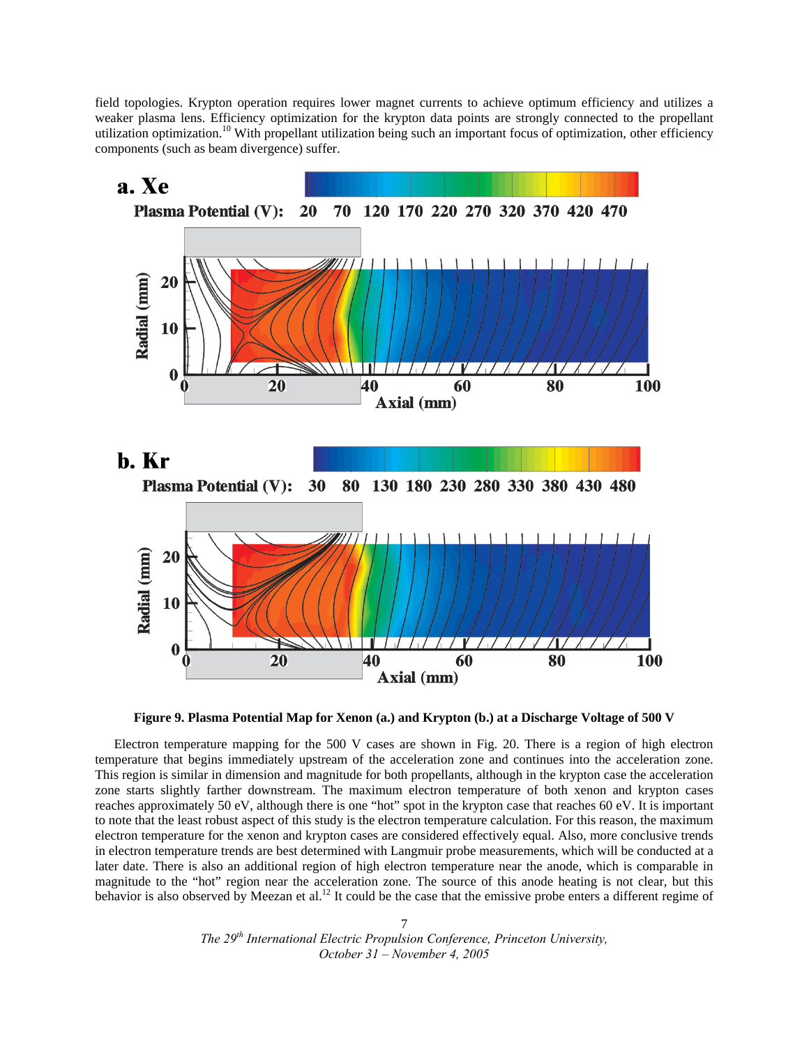field topologies. Krypton operation requires lower magnet currents to achieve optimum efficiency and utilizes a weaker plasma lens. Efficiency optimization for the krypton data points are strongly connected to the propellant utilization optimization.[10] With propellant utilization being such an important focus of optimization, other efficiency components (such as beam divergence) suffer.

**Figure 9. Plasma Potential Map for Xenon (a.) and Krypton (b.) at a Discharge Voltage of 500 V**

Electron temperature mapping for the 500 V cases are shown in Fig. 20. There is a region of high electron temperature that begins immediately upstream of the acceleration zone and continues into the acceleration zone. This region is similar in dimension and magnitude for both propellants, although in the krypton case the acceleration zone starts slightly farther downstream. The maximum electron temperature of both xenon and krypton cases reaches approximately 50 eV, although there is one "hot" spot in the krypton case that reaches 60 eV. It is important to note that the least robust aspect of this study is the electron temperature calculation. For this reason, the maximum electron temperature for the xenon and krypton cases are considered effectively equal. Also, more conclusive trends in electron temperature trends are best determined with Langmuir probe measurements, which will be conducted at a later date. There is also an additional region of high electron temperature near the anode, which is comparable in magnitude to the "hot" region near the acceleration zone. The source of this anode heating is not clear, but this behavior is also observed by Meezan et al.[12] It could be the case that the emissive probe enters a different regime of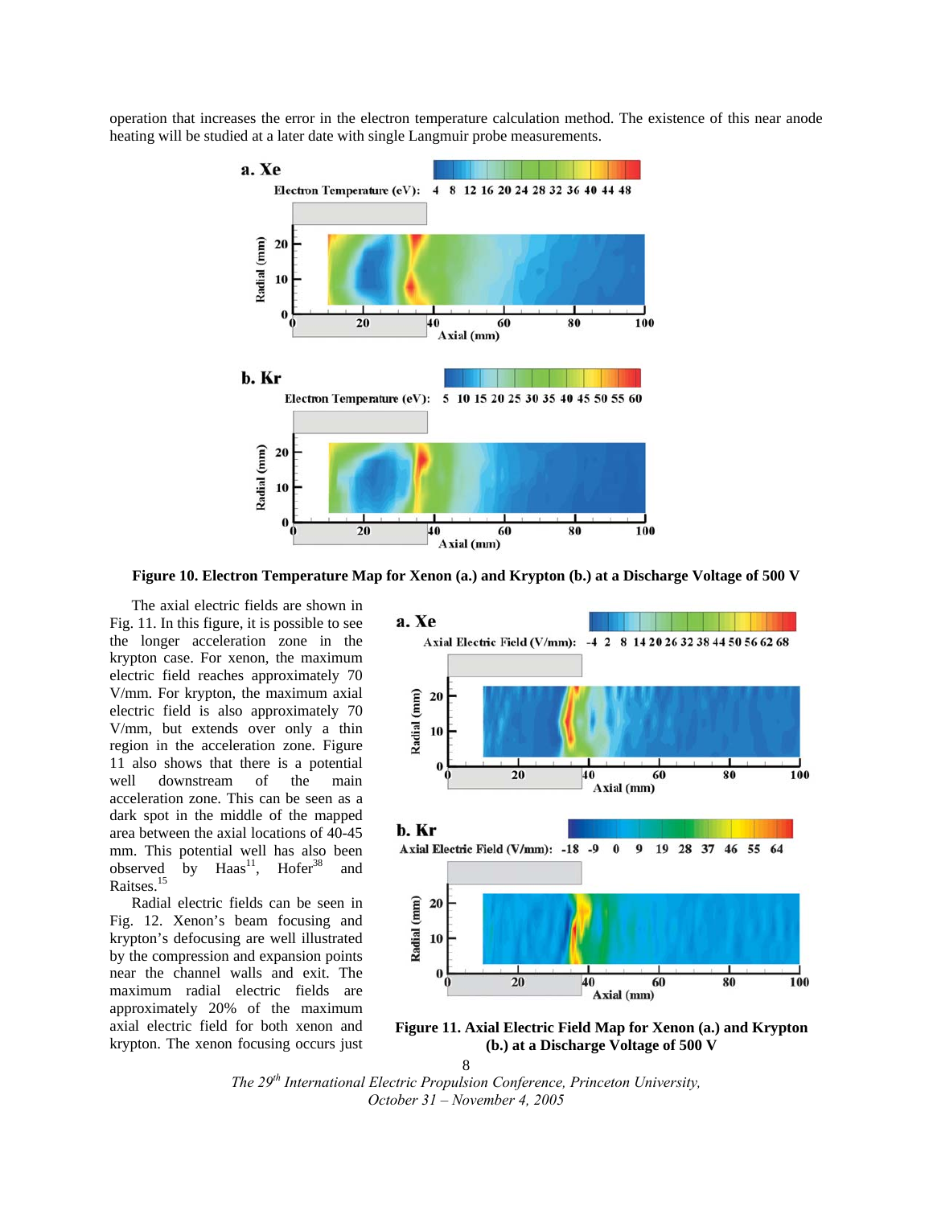operation that increases the error in the electron temperature calculation method. The existence of this near anode heating will be studied at a later date with single Langmuir probe measurements.

**Figure 10. Electron Temperature Map for Xenon (a.) and Krypton (b.) at a Discharge Voltage of 500 V**

The axial electric fields are shown in Fig. 11. In this figure, it is possible to see the longer acceleration zone in the krypton case. For xenon, the maximum electric field reaches approximately 70 V/mm. For krypton, the maximum axial electric field is also approximately 70 V/mm, but extends over only a thin region in the acceleration zone. Figure 11 also shows that there is a potential well downstream of the main acceleration zone. This can be seen as a dark spot in the middle of the mapped area between the axial locations of 40-45 mm. This potential well has also been observed by Haas[11], Hofer[38] and Raitses.[15]

Radial electric fields can be seen in Fig. 12. Xenon's beam focusing and krypton's defocusing are well illustrated by the compression and expansion points near the channel walls and exit. The maximum radial electric fields are approximately 20% of the maximum axial electric field for both xenon and krypton. The xenon focusing occurs just

**Figure 11. Axial Electric Field Map for Xenon (a.) and Krypton (b.) at a Discharge Voltage of 500 V**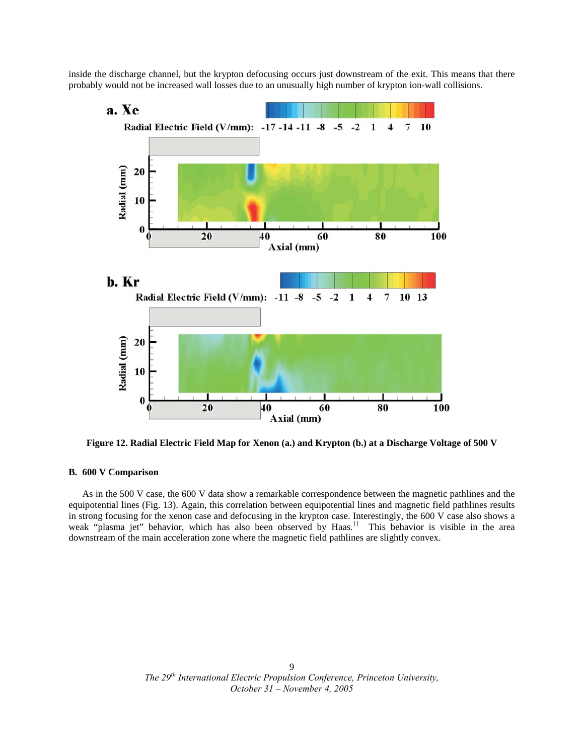inside the discharge channel, but the krypton defocusing occurs just downstream of the exit. This means that there probably would not be increased wall losses due to an unusually high number of krypton ion-wall collisions.

**Figure 12. Radial Electric Field Map for Xenon (a.) and Krypton (b.) at a Discharge Voltage of 500 V**

### B. 600 V Comparison

As in the 500 V case, the 600 V data show a remarkable correspondence between the magnetic pathlines and the equipotential lines (Fig. 13). Again, this correlation between equipotential lines and magnetic field pathlines results in strong focusing for the xenon case and defocusing in the krypton case. Interestingly, the 600 V case also shows a weak "plasma jet" behavior, which has also been observed by Haas.[11] This behavior is visible in the area downstream of the main acceleration zone where the magnetic field pathlines are slightly convex.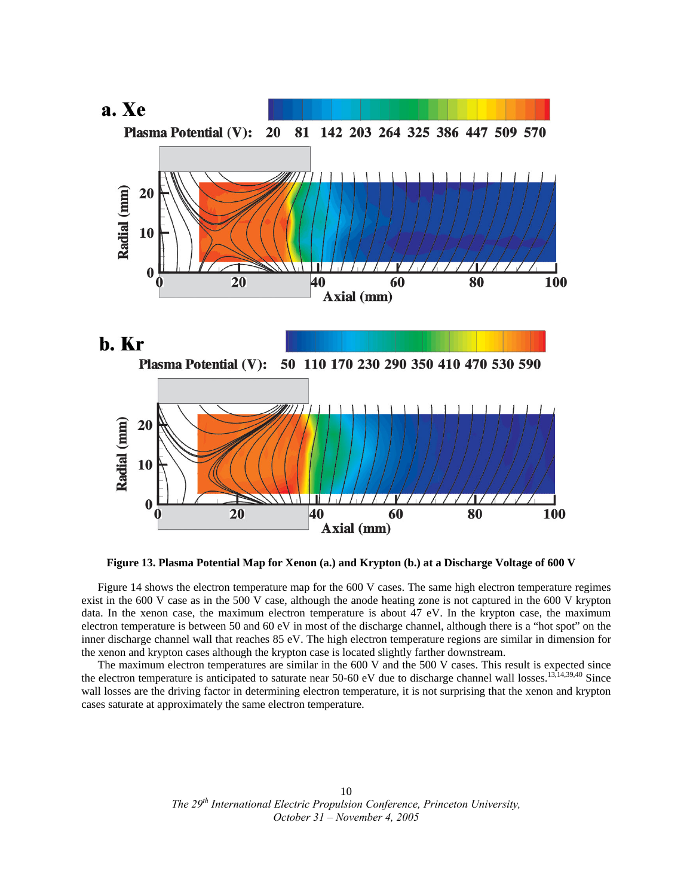**Figure 13. Plasma Potential Map for Xenon (a.) and Krypton (b.) at a Discharge Voltage of 600 V**

Figure 14 shows the electron temperature map for the 600 V cases. The same high electron temperature regimes exist in the 600 V case as in the 500 V case, although the anode heating zone is not captured in the 600 V krypton data. In the xenon case, the maximum electron temperature is about 47 eV. In the krypton case, the maximum electron temperature is between 50 and 60 eV in most of the discharge channel, although there is a "hot spot" on the inner discharge channel wall that reaches 85 eV. The high electron temperature regions are similar in dimension for the xenon and krypton cases although the krypton case is located slightly farther downstream.

The maximum electron temperatures are similar in the 600 V and the 500 V cases. This result is expected since the electron temperature is anticipated to saturate near 50-60 eV due to discharge channel wall losses.[13,14,39,40] Since wall losses are the driving factor in determining electron temperature, it is not surprising that the xenon and krypton cases saturate at approximately the same electron temperature.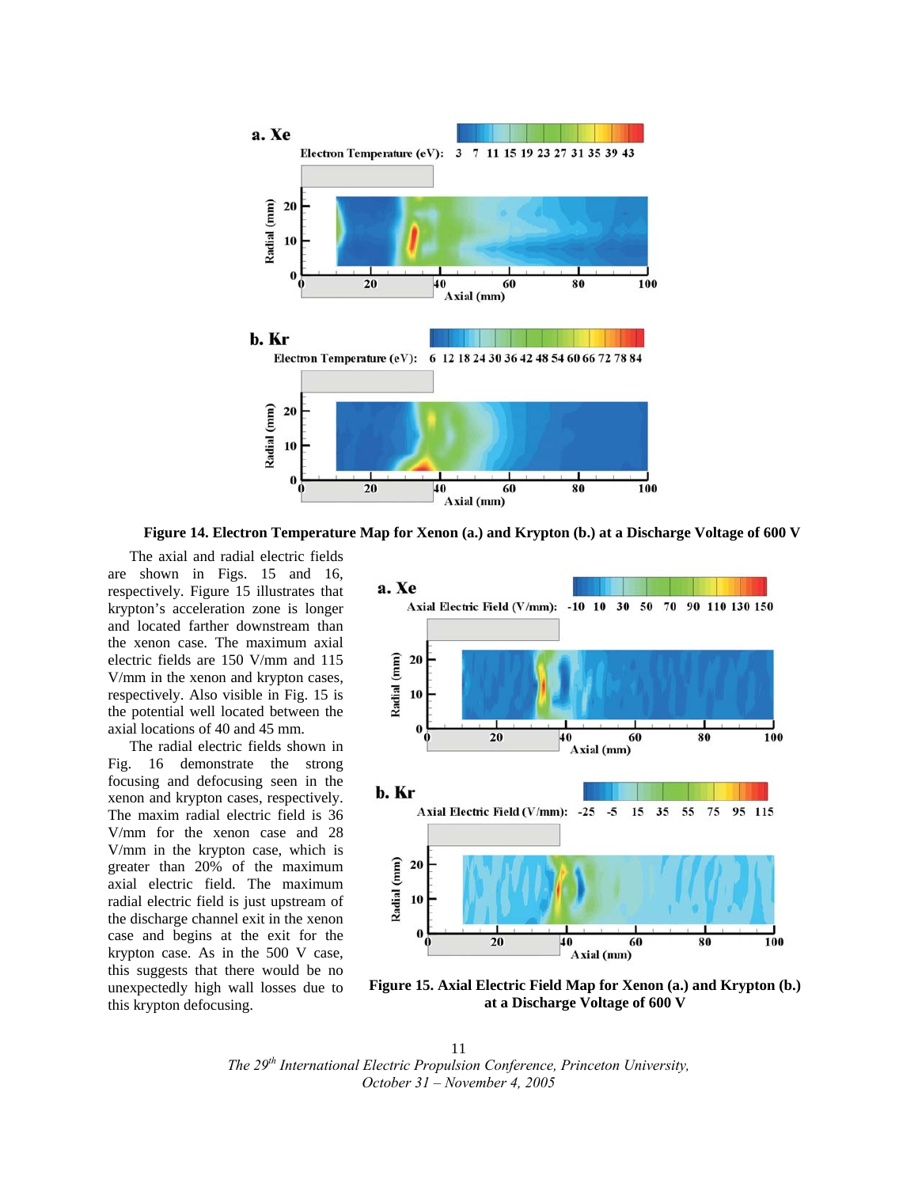Figure 14. Electron Temperature Map for Xenon (a.) and Krypton (b.) at a Discharge Voltage of 600 V

The axial and radial electric fields are shown in Figs. 15 and 16, respectively. Figure 15 illustrates that krypton's acceleration zone is longer and located farther downstream than the xenon case. The maximum axial electric fields are 150 V/mm and 115 V/mm in the xenon and krypton cases, respectively. Also visible in Fig. 15 is the potential well located between the axial locations of 40 and 45 mm.

The radial electric fields shown in Fig. 16 demonstrate the strong focusing and defocusing seen in the xenon and krypton cases, respectively. The maxim radial electric field is 36 V/mm for the xenon case and 28 V/mm in the krypton case, which is greater than 20% of the maximum axial electric field. The maximum radial electric field is just upstream of the discharge channel exit in the xenon case and begins at the exit for the krypton case. As in the 500 V case, this suggests that there would be no unexpectedly high wall losses due to this krypton defocusing.

Figure 15. Axial Electric Field Map for Xenon (a.) and Krypton (b.) at a Discharge Voltage of 600 V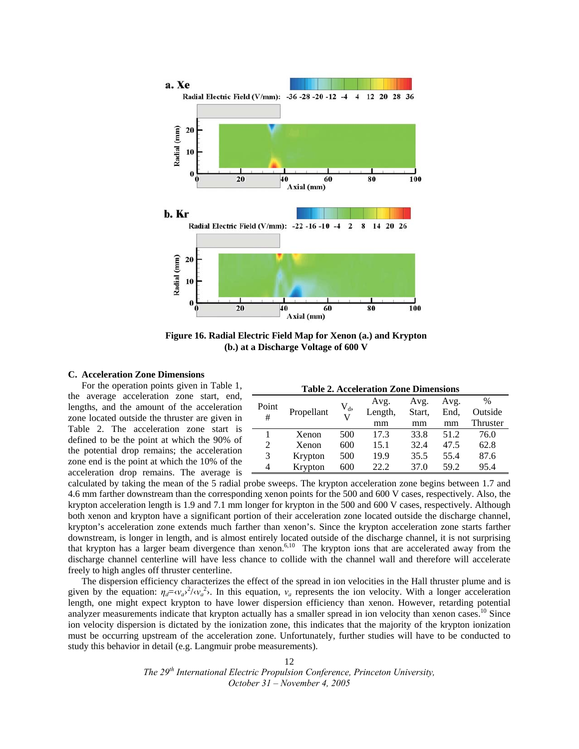Figure 16. Radial Electric Field Map for Xenon (a.) and Krypton (b.) at a Discharge Voltage of 600 V

### C. Acceleration Zone Dimensions

For the operation points given in Table 1, the average acceleration zone start, end, lengths, and the amount of the acceleration zone located outside the thruster are given in Table 2. The acceleration zone start is defined to be the point at which the 90% of the potential drop remains; the acceleration zone end is the point at which the 10% of the acceleration drop remains. The average is calculated by taking the mean of the 5 radial probe sweeps. The krypton acceleration zone begins between 1.7 and 4.6 mm farther downstream than the corresponding xenon points for the 500 and 600 V cases, respectively. Also, the krypton acceleration length is 1.9 and 7.1 mm longer for krypton in the 500 and 600 V cases, respectively. Although both xenon and krypton have a significant portion of their acceleration zone located outside the discharge channel, krypton's acceleration zone extends much farther than xenon's. Since the krypton acceleration zone starts farther downstream, is longer in length, and is almost entirely located outside of the discharge channel, it is not surprising that krypton has a larger beam divergence than xenon.[6,10] The krypton ions that are accelerated away from the discharge channel centerline will have less chance to collide with the channel wall and therefore will accelerate freely to high angles off thruster centerline.

**Table 2. Acceleration Zone Dimensions**

| Point # | Propellant | $V_d$, V | Avg. Length, mm | Avg. Start, mm | Avg. End, mm | % Outside Thruster |
|---|---|---|---|---|---|---|
| 1 | Xenon | 500 | 17.3 | 33.8 | 51.2 | 76.0 |
| 2 | Xenon | 600 | 15.1 | 32.4 | 47.5 | 62.8 |
| 3 | Krypton | 500 | 19.9 | 35.5 | 55.4 | 87.6 |
| 4 | Krypton | 600 | 22.2 | 37.0 | 59.2 | 95.4 |

The dispersion efficiency characterizes the effect of the spread in ion velocities in the Hall thruster plume and is given by the equation: $\eta_d = \langle v_a \rangle^2 / \langle v_a^2 \rangle$. In this equation, $v_a$ represents the ion velocity. With a longer acceleration length, one might expect krypton to have lower dispersion efficiency than xenon. However, retarding potential analyzer measurements indicate that krypton actually has a smaller spread in ion velocity than xenon cases.[10] Since ion velocity dispersion is dictated by the ionization zone, this indicates that the majority of the krypton ionization must be occurring upstream of the acceleration zone. Unfortunately, further studies will have to be conducted to study this behavior in detail (e.g. Langmuir probe measurements).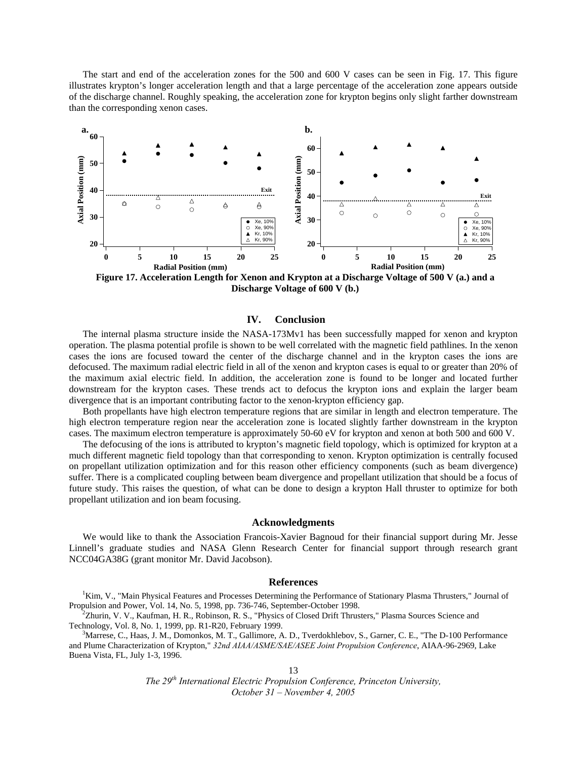The start and end of the acceleration zones for the 500 and 600 V cases can be seen in Fig. 17. This figure illustrates krypton's longer acceleration length and that a large percentage of the acceleration zone appears outside of the discharge channel. Roughly speaking, the acceleration zone for krypton begins only slight farther downstream than the corresponding xenon cases.

**Figure 17. Acceleration Length for Xenon and Krypton at a Discharge Voltage of 500 V (a.) and a Discharge Voltage of 600 V (b.)**

## IV. Conclusion

The internal plasma structure inside the NASA-173Mv1 has been successfully mapped for xenon and krypton operation. The plasma potential profile is shown to be well correlated with the magnetic field pathlines. In the xenon cases the ions are focused toward the center of the discharge channel and in the krypton cases the ions are defocused. The maximum radial electric field in all of the xenon and krypton cases is equal to or greater than 20% of the maximum axial electric field. In addition, the acceleration zone is found to be longer and located further downstream for the krypton cases. These trends act to defocus the krypton ions and explain the larger beam divergence that is an important contributing factor to the xenon-krypton efficiency gap.

Both propellants have high electron temperature regions that are similar in length and electron temperature. The high electron temperature region near the acceleration zone is located slightly farther downstream in the krypton cases. The maximum electron temperature is approximately 50-60 eV for krypton and xenon at both 500 and 600 V.

The defocusing of the ions is attributed to krypton's magnetic field topology, which is optimized for krypton at a much different magnetic field topology than that corresponding to xenon. Krypton optimization is centrally focused on propellant utilization optimization and for this reason other efficiency components (such as beam divergence) suffer. There is a complicated coupling between beam divergence and propellant utilization that should be a focus of future study. This raises the question, of what can be done to design a krypton Hall thruster to optimize for both propellant utilization and ion beam focusing.

## Acknowledgments

We would like to thank the Association Francois-Xavier Bagnoud for their financial support during Mr. Jesse Linnell's graduate studies and NASA Glenn Research Center for financial support through research grant NCC04GA38G (grant monitor Mr. David Jacobson).

## References

[1]Kim, V., "Main Physical Features and Processes Determining the Performance of Stationary Plasma Thrusters," Journal of Propulsion and Power, Vol. 14, No. 5, 1998, pp. 736-746, September-October 1998.

[2]Zhurin, V. V., Kaufman, H. R., Robinson, R. S., "Physics of Closed Drift Thrusters," Plasma Sources Science and Technology, Vol. 8, No. 1, 1999, pp. R1-R20, February 1999.

[3]Marrese, C., Haas, J. M., Domonkos, M. T., Gallimore, A. D., Tverdokhlebov, S., Garner, C. E., "The D-100 Performance and Plume Characterization of Krypton," *32nd AIAA/ASME/SAE/ASEE Joint Propulsion Conference*, AIAA-96-2969, Lake Buena Vista, FL, July 1-3, 1996.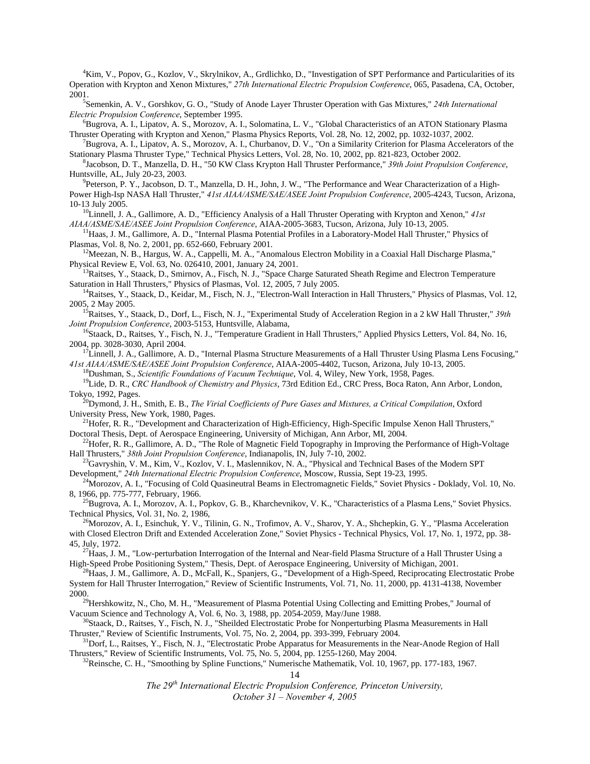[4]Kim, V., Popov, G., Kozlov, V., Skrylnikov, A., Grdlichko, D., "Investigation of SPT Performance and Particularities of its Operation with Krypton and Xenon Mixtures," *27th International Electric Propulsion Conference*, 065, Pasadena, CA, October, 2001.

[5]Semenkin, A. V., Gorshkov, G. O., "Study of Anode Layer Thruster Operation with Gas Mixtures," *24th International Electric Propulsion Conference*, September 1995.

[6]Bugrova, A. I., Lipatov, A. S., Morozov, A. I., Solomatina, L. V., "Global Characteristics of an ATON Stationary Plasma Thruster Operating with Krypton and Xenon," Plasma Physics Reports, Vol. 28, No. 12, 2002, pp. 1032-1037, 2002.

[7]Bugrova, A. I., Lipatov, A. S., Morozov, A. I., Churbanov, D. V., "On a Similarity Criterion for Plasma Accelerators of the Stationary Plasma Thruster Type," Technical Physics Letters, Vol. 28, No. 10, 2002, pp. 821-823, October 2002.

[8]Jacobson, D. T., Manzella, D. H., "50 KW Class Krypton Hall Thruster Performance," *39th Joint Propulsion Conference*, Huntsville, AL, July 20-23, 2003.

[9]Peterson, P. Y., Jacobson, D. T., Manzella, D. H., John, J. W., "The Performance and Wear Characterization of a High-Power High-Isp NASA Hall Thruster," *41st AIAA/ASME/SAE/ASEE Joint Propulsion Conference*, 2005-4243, Tucson, Arizona, 10-13 July 2005.

[10]Linnell, J. A., Gallimore, A. D., "Efficiency Analysis of a Hall Thruster Operating with Krypton and Xenon," *41st AIAA/ASME/SAE/ASEE Joint Propulsion Conference*, AIAA-2005-3683, Tucson, Arizona, July 10-13, 2005.

[11]Haas, J. M., Gallimore, A. D., "Internal Plasma Potential Profiles in a Laboratory-Model Hall Thruster," Physics of Plasmas, Vol. 8, No. 2, 2001, pp. 652-660, February 2001.

[12]Meezan, N. B., Hargus, W. A., Cappelli, M. A., "Anomalous Electron Mobility in a Coaxial Hall Discharge Plasma," Physical Review E, Vol. 63, No. 026410, 2001, January 24, 2001.

[13]Raitses, Y., Staack, D., Smirnov, A., Fisch, N. J., "Space Charge Saturated Sheath Regime and Electron Temperature Saturation in Hall Thrusters," Physics of Plasmas, Vol. 12, 2005, 7 July 2005.

[14]Raitses, Y., Staack, D., Keidar, M., Fisch, N. J., "Electron-Wall Interaction in Hall Thrusters," Physics of Plasmas, Vol. 12, 2005, 2 May 2005.

[15]Raitses, Y., Staack, D., Dorf, L., Fisch, N. J., "Experimental Study of Acceleration Region in a 2 kW Hall Thruster," *39th Joint Propulsion Conference*, 2003-5153, Huntsville, Alabama,

[16]Staack, D., Raitses, Y., Fisch, N. J., "Temperature Gradient in Hall Thrusters," Applied Physics Letters, Vol. 84, No. 16, 2004, pp. 3028-3030, April 2004.

[17]Linnell, J. A., Gallimore, A. D., "Internal Plasma Structure Measurements of a Hall Thruster Using Plasma Lens Focusing," *41st AIAA/ASME/SAE/ASEE Joint Propulsion Conference*, AIAA-2005-4402, Tucson, Arizona, July 10-13, 2005.

[18]Dushman, S., *Scientific Foundations of Vacuum Technique*, Vol. 4, Wiley, New York, 1958, Pages.

[19]Lide, D. R., *CRC Handbook of Chemistry and Physics*, 73rd Edition Ed., CRC Press, Boca Raton, Ann Arbor, London, Tokyo, 1992, Pages.

[20]Dymond, J. H., Smith, E. B., *The Virial Coefficients of Pure Gases and Mixtures, a Critical Compilation*, Oxford University Press, New York, 1980, Pages.

[21]Hofer, R. R., "Development and Characterization of High-Efficiency, High-Specific Impulse Xenon Hall Thrusters," Doctoral Thesis, Dept. of Aerospace Engineering, University of Michigan, Ann Arbor, MI, 2004.

[22]Hofer, R. R., Gallimore, A. D., "The Role of Magnetic Field Topography in Improving the Performance of High-Voltage Hall Thrusters," *38th Joint Propulsion Conference*, Indianapolis, IN, July 7-10, 2002.

[23]Gavryshin, V. M., Kim, V., Kozlov, V. I., Maslennikov, N. A., "Physical and Technical Bases of the Modern SPT Development," *24th International Electric Propulsion Conference*, Moscow, Russia, Sept 19-23, 1995.

[24]Morozov, A. I., "Focusing of Cold Quasineutral Beams in Electromagnetic Fields," Soviet Physics - Doklady, Vol. 10, No. 8, 1966, pp. 775-777, February, 1966.

[25]Bugrova, A. I., Morozov, A. I., Popkov, G. B., Kharchevnikov, V. K., "Characteristics of a Plasma Lens," Soviet Physics. Technical Physics, Vol. 31, No. 2, 1986,

[26]Morozov, A. I., Esinchuk, Y. V., Tilinin, G. N., Trofimov, A. V., Sharov, Y. A., Shchepkin, G. Y., "Plasma Acceleration with Closed Electron Drift and Extended Acceleration Zone," Soviet Physics - Technical Physics, Vol. 17, No. 1, 1972, pp. 38-45, July, 1972.

[27]Haas, J. M., "Low-perturbation Interrogation of the Internal and Near-field Plasma Structure of a Hall Thruster Using a High-Speed Probe Positioning System," Thesis, Dept. of Aerospace Engineering, University of Michigan, 2001.

[28]Haas, J. M., Gallimore, A. D., McFall, K., Spanjers, G., "Development of a High-Speed, Reciprocating Electrostatic Probe System for Hall Thruster Interrogation," Review of Scientific Instruments, Vol. 71, No. 11, 2000, pp. 4131-4138, November 2000.

[29]Hershkowitz, N., Cho, M. H., "Measurement of Plasma Potential Using Collecting and Emitting Probes," Journal of Vacuum Science and Technology A, Vol. 6, No. 3, 1988, pp. 2054-2059, May/June 1988.

[30]Staack, D., Raitses, Y., Fisch, N. J., "Sheilded Electrostatic Probe for Nonperturbing Plasma Measurements in Hall Thruster," Review of Scientific Instruments, Vol. 75, No. 2, 2004, pp. 393-399, February 2004.

[31]Dorf, L., Raitses, Y., Fisch, N. J., "Electrostatic Probe Apparatus for Measurements in the Near-Anode Region of Hall Thrusters," Review of Scientific Instruments, Vol. 75, No. 5, 2004, pp. 1255-1260, May 2004.

[32]Reinsche, C. H., "Smoothing by Spline Functions," Numerische Mathematik, Vol. 10, 1967, pp. 177-183, 1967.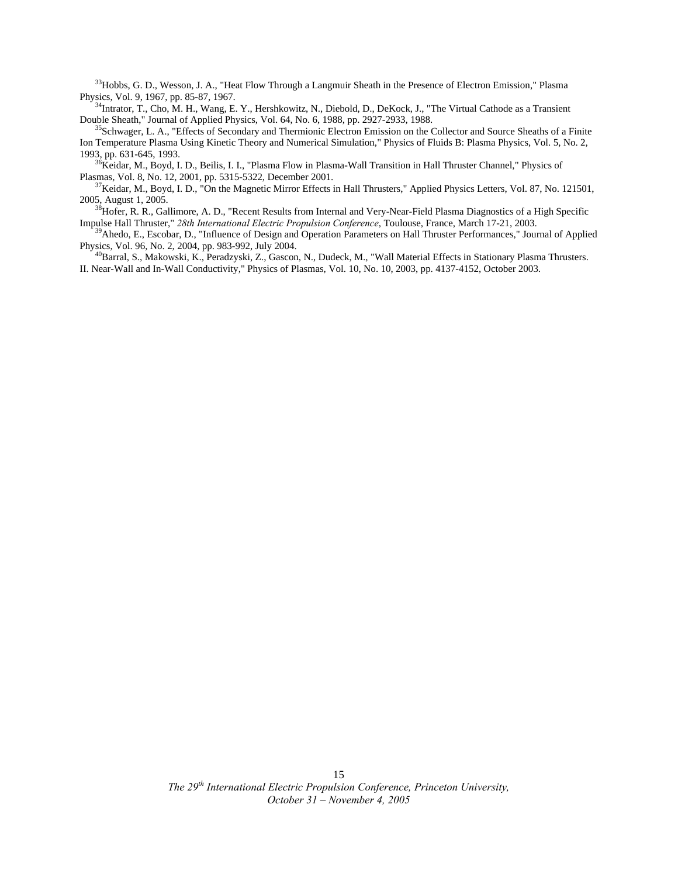[33]Hobbs, G. D., Wesson, J. A., "Heat Flow Through a Langmuir Sheath in the Presence of Electron Emission," Plasma Physics, Vol. 9, 1967, pp. 85-87, 1967.

[34]Intrator, T., Cho, M. H., Wang, E. Y., Hershkowitz, N., Diebold, D., DeKock, J., "The Virtual Cathode as a Transient Double Sheath," Journal of Applied Physics, Vol. 64, No. 6, 1988, pp. 2927-2933, 1988.

[35]Schwager, L. A., "Effects of Secondary and Thermionic Electron Emission on the Collector and Source Sheaths of a Finite Ion Temperature Plasma Using Kinetic Theory and Numerical Simulation," Physics of Fluids B: Plasma Physics, Vol. 5, No. 2, 1993, pp. 631-645, 1993.

[36]Keidar, M., Boyd, I. D., Beilis, I. I., "Plasma Flow in Plasma-Wall Transition in Hall Thruster Channel," Physics of Plasmas, Vol. 8, No. 12, 2001, pp. 5315-5322, December 2001.

[37]Keidar, M., Boyd, I. D., "On the Magnetic Mirror Effects in Hall Thrusters," Applied Physics Letters, Vol. 87, No. 121501, 2005, August 1, 2005.

[38]Hofer, R. R., Gallimore, A. D., "Recent Results from Internal and Very-Near-Field Plasma Diagnostics of a High Specific Impulse Hall Thruster," *28th International Electric Propulsion Conference*, Toulouse, France, March 17-21, 2003.

[39]Ahedo, E., Escobar, D., "Influence of Design and Operation Parameters on Hall Thruster Performances," Journal of Applied Physics, Vol. 96, No. 2, 2004, pp. 983-992, July 2004.

[40]Barral, S., Makowski, K., Peradzyski, Z., Gascon, N., Dudeck, M., "Wall Material Effects in Stationary Plasma Thrusters. II. Near-Wall and In-Wall Conductivity," Physics of Plasmas, Vol. 10, No. 10, 2003, pp. 4137-4152, October 2003.